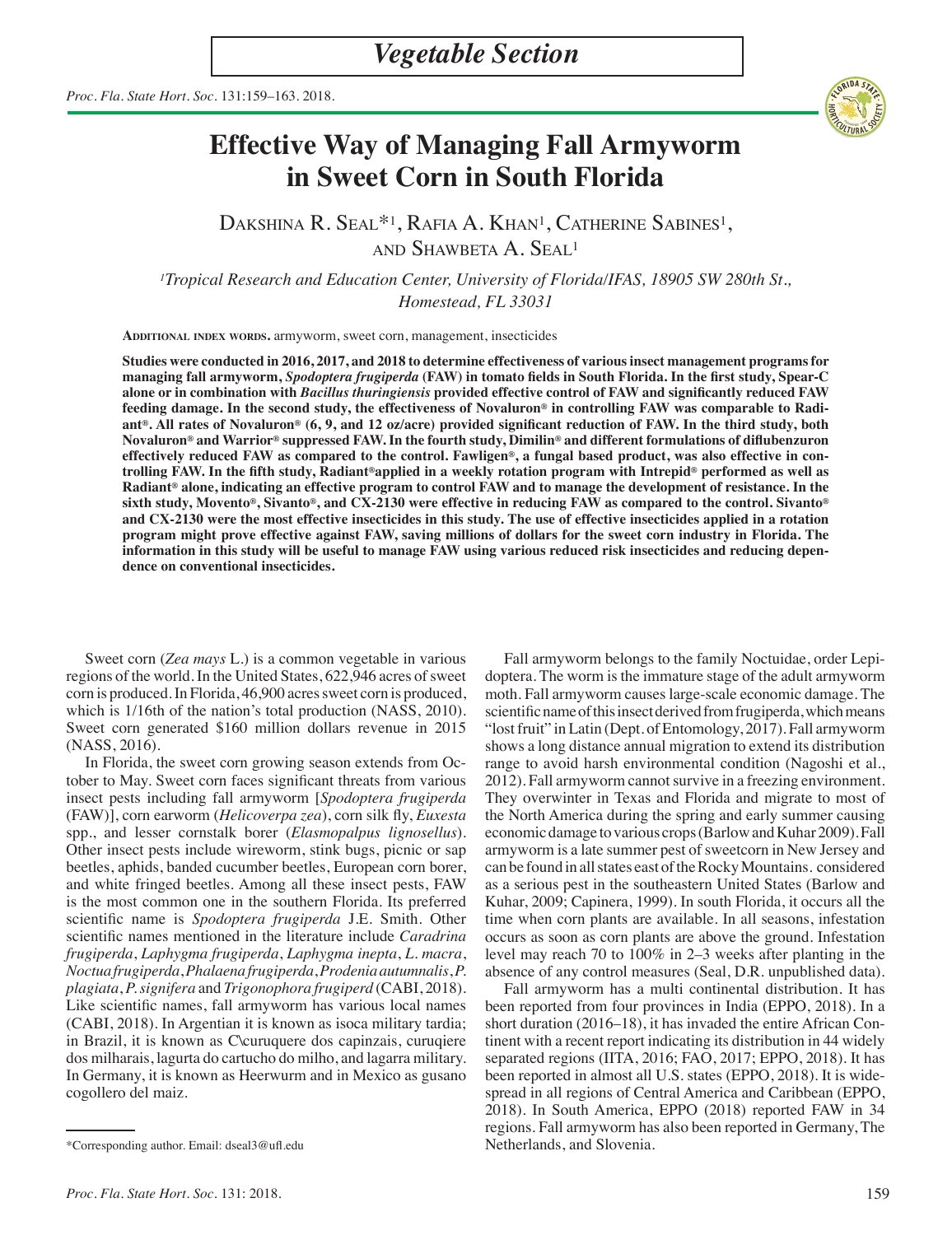*Vegetable Section*

# Effective Way of Managing Fall Armyworm in Sweet Corn in South Florida

Dakshina R. Seal*[1], Rafia A. Khan[1], Catherine Sabines[1], and Shawbeta A. Seal[1]

[1]Tropical Research and Education Center, University of Florida/IFAS, 18905 SW 280th St., Homestead, FL 33031

**Additional index words.** armyworm, sweet corn, management, insecticides

**Studies were conducted in 2016, 2017, and 2018 to determine effectiveness of various insect management programs for managing fall armyworm, *Spodoptera frugiperda* (FAW) in tomato fields in South Florida. In the first study, Spear-C alone or in combination with *Bacillus thuringiensis* provided effective control of FAW and significantly reduced FAW feeding damage. In the second study, the effectiveness of Novaluron® in controlling FAW was comparable to Radiant®. All rates of Novaluron® (6, 9, and 12 oz/acre) provided significant reduction of FAW. In the third study, both Novaluron® and Warrior® suppressed FAW. In the fourth study, Dimilin® and different formulations of diflubenzuron effectively reduced FAW as compared to the control. Fawligen®, a fungal based product, was also effective in controlling FAW. In the fifth study, Radiant®applied in a weekly rotation program with Intrepid® performed as well as Radiant® alone, indicating an effective program to control FAW and to manage the development of resistance. In the sixth study, Movento®, Sivanto®, and CX-2130 were effective in reducing FAW as compared to the control. Sivanto® and CX-2130 were the most effective insecticides in this study. The use of effective insecticides applied in a rotation program might prove effective against FAW, saving millions of dollars for the sweet corn industry in Florida. The information in this study will be useful to manage FAW using various reduced risk insecticides and reducing dependence on conventional insecticides.**

Sweet corn (*Zea mays* L.) is a common vegetable in various regions of the world. In the United States, 622,946 acres of sweet corn is produced. In Florida, 46,900 acres sweet corn is produced, which is 1/16th of the nation's total production (NASS, 2010). Sweet corn generated $160 million dollars revenue in 2015 (NASS, 2016).

In Florida, the sweet corn growing season extends from October to May. Sweet corn faces significant threats from various insect pests including fall armyworm [*Spodoptera frugiperda* (FAW)], corn earworm (*Helicoverpa zea*), corn silk fly, *Euxesta* spp., and lesser cornstalk borer (*Elasmopalpus lignosellus*). Other insect pests include wireworm, stink bugs, picnic or sap beetles, aphids, banded cucumber beetles, European corn borer, and white fringed beetles. Among all these insect pests, FAW is the most common one in the southern Florida. Its preferred scientific name is *Spodoptera frugiperda* J.E. Smith. Other scientific names mentioned in the literature include *Caradrina frugiperda*, *Laphygma frugiperda*, *Laphygma inepta*, *L. macra*, *Noctua frugiperda*, *Phalaena frugiperda*, *Prodenia autumnalis*, *P. plagiata*, *P. signifera* and *Trigonophora frugiperd* (CABI, 2018). Like scientific names, fall armyworm has various local names (CABI, 2018). In Argentian it is known as isoca military tardia; in Brazil, it is known as C\curuquere dos capinzais, curuqiere dos milharais, lagurta do cartucho do milho, and lagarra military. In Germany, it is known as Heerwurm and in Mexico as gusano cogollero del maiz.

Fall armyworm belongs to the family Noctuidae, order Lepidoptera. The worm is the immature stage of the adult armyworm moth. Fall armyworm causes large-scale economic damage. The scientific name of this insect derived from frugiperda, which means "lost fruit" in Latin (Dept. of Entomology, 2017). Fall armyworm shows a long distance annual migration to extend its distribution range to avoid harsh environmental condition (Nagoshi et al., 2012). Fall armyworm cannot survive in a freezing environment. They overwinter in Texas and Florida and migrate to most of the North America during the spring and early summer causing economic damage to various crops (Barlow and Kuhar 2009). Fall armyworm is a late summer pest of sweetcorn in New Jersey and can be found in all states east of the Rocky Mountains. considered as a serious pest in the southeastern United States (Barlow and Kuhar, 2009; Capinera, 1999). In south Florida, it occurs all the time when corn plants are available. In all seasons, infestation occurs as soon as corn plants are above the ground. Infestation level may reach 70 to 100% in 2–3 weeks after planting in the absence of any control measures (Seal, D.R. unpublished data).

Fall armyworm has a multi continental distribution. It has been reported from four provinces in India (EPPO, 2018). In a short duration (2016–18), it has invaded the entire African Continent with a recent report indicating its distribution in 44 widely separated regions (IITA, 2016; FAO, 2017; EPPO, 2018). It has been reported in almost all U.S. states (EPPO, 2018). It is widespread in all regions of Central America and Caribbean (EPPO, 2018). In South America, EPPO (2018) reported FAW in 34 regions. Fall armyworm has also been reported in Germany, The Netherlands, and Slovenia.

*Corresponding author. Email: dseal3@ufl.edu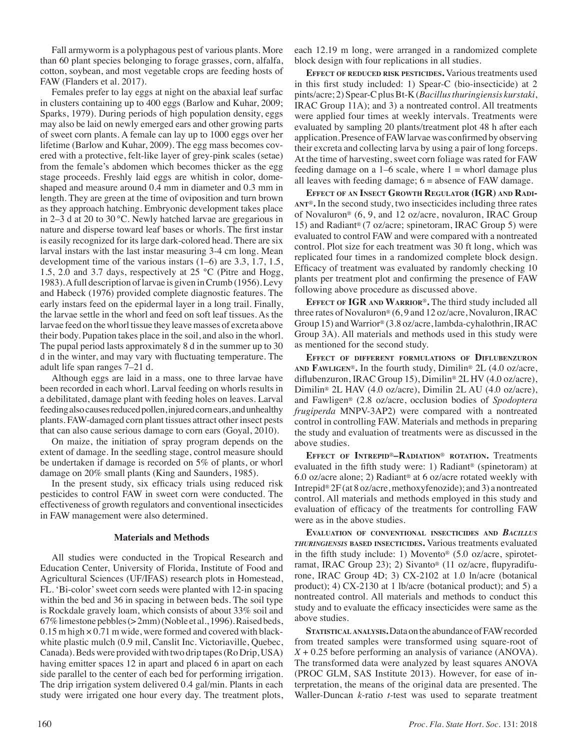Fall armyworm is a polyphagous pest of various plants. More than 60 plant species belonging to forage grasses, corn, alfalfa, cotton, soybean, and most vegetable crops are feeding hosts of FAW (Flanders et al. 2017).

Females prefer to lay eggs at night on the abaxial leaf surfac in clusters containing up to 400 eggs (Barlow and Kuhar, 2009; Sparks, 1979). During periods of high population density, eggs may also be laid on newly emerged ears and other growing parts of sweet corn plants. A female can lay up to 1000 eggs over her lifetime (Barlow and Kuhar, 2009). The egg mass becomes covered with a protective, felt-like layer of grey-pink scales (setae) from the female's abdomen which becomes thicker as the egg stage proceeds. Freshly laid eggs are whitish in color, dome-shaped and measure around 0.4 mm in diameter and 0.3 mm in length. They are green at the time of oviposition and turn brown as they approach hatching. Embryonic development takes place in 2–3 d at 20 to 30 °C. Newly hatched larvae are gregarious in nature and disperse toward leaf bases or whorls. The first instar is easily recognized for its large dark-colored head. There are six larval instars with the last instar measuring 3-4 cm long. Mean development time of the various instars (1–6) are 3.3, 1.7, 1.5, 1.5, 2.0 and 3.7 days, respectively at 25 °C (Pitre and Hogg, 1983). A full description of larvae is given in Crumb (1956). Levy and Habeck (1976) provided complete diagnostic features. The early instars feed on the epidermal layer in a long trail. Finally, the larvae settle in the whorl and feed on soft leaf tissues. As the larvae feed on the whorl tissue they leave masses of excreta above their body. Pupation takes place in the soil, and also in the whorl. The pupal period lasts approximately 8 d in the summer up to 30 d in the winter, and may vary with fluctuating temperature. The adult life span ranges 7–21 d.

Although eggs are laid in a mass, one to three larvae have been recorded in each whorl. Larval feeding on whorls results in a debilitated, damage plant with feeding holes on leaves. Larval feeding also causes reduced pollen, injured corn ears, and unhealthy plants. FAW-damaged corn plant tissues attract other insect pests that can also cause serious damage to corn ears (Goyal, 2010).

On maize, the initiation of spray program depends on the extent of damage. In the seedling stage, control measure should be undertaken if damage is recorded on 5% of plants, or whorl damage on 20% small plants (King and Saunders, 1985).

In the present study, six efficacy trials using reduced risk pesticides to control FAW in sweet corn were conducted. The effectiveness of growth regulators and conventional insecticides in FAW management were also determined.

## Materials and Methods

All studies were conducted in the Tropical Research and Education Center, University of Florida, Institute of Food and Agricultural Sciences (UF/IFAS) research plots in Homestead, FL. 'Bi-color' sweet corn seeds were planted with 12-in spacing within the bed and 36 in spacing in between beds. The soil type is Rockdale gravely loam, which consists of about 33% soil and 67% limestone pebbles (>2mm) (Noble et al., 1996). Raised beds, 0.15 m high × 0.71 m wide, were formed and covered with black-white plastic mulch (0.9 mil, Canslit Inc. Victoriaville, Quebec, Canada). Beds were provided with two drip tapes (Ro Drip, USA) having emitter spaces 12 in apart and placed 6 in apart on each side parallel to the center of each bed for performing irrigation. The drip irrigation system delivered 0.4 gal/min. Plants in each study were irrigated one hour every day. The treatment plots, each 12.19 m long, were arranged in a randomized complete block design with four replications in all studies.

**Effect of reduced risk pesticides.** Various treatments used in this first study included: 1) Spear-C (bio-insecticide) at 2 pints/acre; 2) Spear-C plus Bt-K (*Bacillus thuringiensis kurstaki*, IRAC Group 11A); and 3) a nontreated control. All treatments were applied four times at weekly intervals. Treatments were evaluated by sampling 20 plants/treatment plot 48 h after each application. Presence of FAW larvae was confirmed by observing their excreta and collecting larva by using a pair of long forceps. At the time of harvesting, sweet corn foliage was rated for FAW feeding damage on a 1–6 scale, where 1 = whorl damage plus all leaves with feeding damage; 6 = absence of FAW damage.

**Effect of an Insect Growth Regulator (IGR) and Radiant®.** In the second study, two insecticides including three rates of Novaluron® (6, 9, and 12 oz/acre, novaluron, IRAC Group 15) and Radiant® (7 oz/acre; spinetoram, IRAC Group 5) were evaluated to control FAW and were compared with a nontreated control. Plot size for each treatment was 30 ft long, which was replicated four times in a randomized complete block design. Efficacy of treatment was evaluated by randomly checking 10 plants per treatment plot and confirming the presence of FAW following above procedure as discussed above.

**Effect of IGR and Warrior®.** The third study included all three rates of Novaluron® (6, 9 and 12 oz/acre, Novaluron, IRAC Group 15) and Warrior® (3.8 oz/acre, lambda-cyhalothrin, IRAC Group 3A). All materials and methods used in this study were as mentioned for the second study.

**Effect of different formulations of Diflubenzuron and Fawligen®.** In the fourth study, Dimilin® 2L (4.0 oz/acre, diflubenzuron, IRAC Group 15), Dimilin® 2L HV (4.0 oz/acre), Dimilin® 2L HAV (4.0 oz/acre), Dimilin 2L AU (4.0 oz/acre), and Fawligen® (2.8 oz/acre, occlusion bodies of *Spodoptera frugiperda* MNPV-3AP2) were compared with a nontreated control in controlling FAW. Materials and methods in preparing the study and evaluation of treatments were as discussed in the above studies.

**Effect of Intrepid®–Radiation® rotation.** Treatments evaluated in the fifth study were: 1) Radiant® (spinetoram) at 6.0 oz/acre alone; 2) Radiant® at 6 oz/acre rotated weekly with Intrepid® 2F (at 8 oz/acre, methoxyfenozide); and 3) a nontreated control. All materials and methods employed in this study and evaluation of efficacy of the treatments for controlling FAW were as in the above studies.

**Evaluation of conventional insecticides and *Bacillus thuringiensis* based insecticides.** Various treatments evaluated in the fifth study include: 1) Movento® (5.0 oz/acre, spirotetramat, IRAC Group 23); 2) Sivanto® (11 oz/acre, flupyradifurone, IRAC Group 4D; 3) CX-2102 at 1.0 ln/acre (botanical product); 4) CX-2130 at 1 lb/acre (botanical product); and 5) a nontreated control. All materials and methods to conduct this study and to evaluate the efficacy insecticides were same as the above studies.

**Statistical analysis.** Data on the abundance of FAW recorded from treated samples were transformed using square-root of $X + 0.25$ before performing an analysis of variance (ANOVA). The transformed data were analyzed by least squares ANOVA (PROC GLM, SAS Institute 2013). However, for ease of interpretation, the means of the original data are presented. The Waller-Duncan $k$-ratio $t$-test was used to separate treatment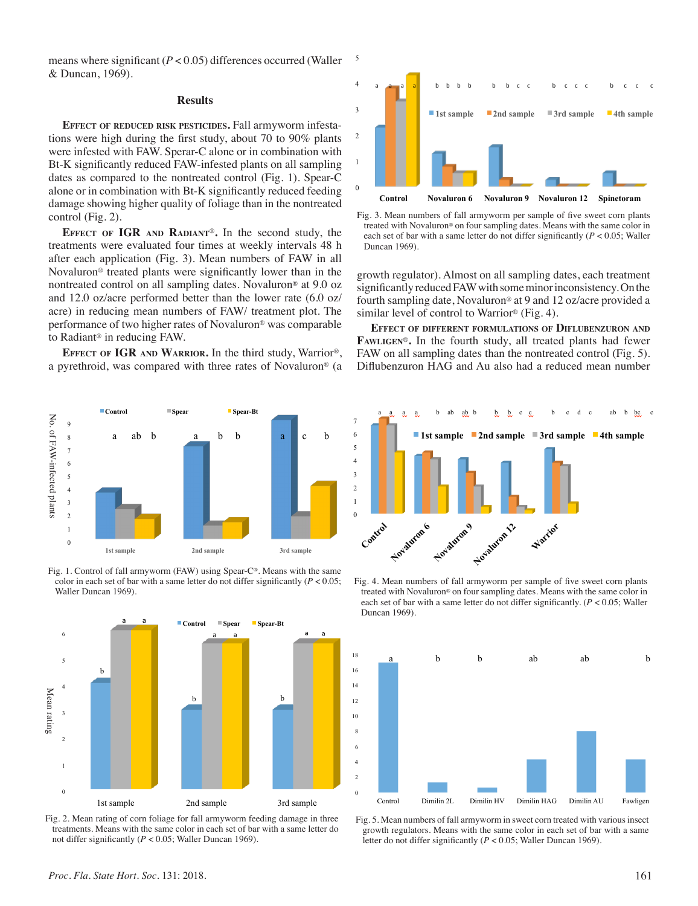means where significant ($P < 0.05$) differences occurred (Waller & Duncan, 1969).

## Results

**Effect of reduced risk pesticides.** Fall armyworm infestations were high during the first study, about 70 to 90% plants were infested with FAW. Sperar-C alone or in combination with Bt-K significantly reduced FAW-infested plants on all sampling dates as compared to the nontreated control (Fig. 1). Spear-C alone or in combination with Bt-K significantly reduced feeding damage showing higher quality of foliage than in the nontreated control (Fig. 2).

**Effect of IGR and Radiant®.** In the second study, the treatments were evaluated four times at weekly intervals 48 h after each application (Fig. 3). Mean numbers of FAW in all Novaluron® treated plants were significantly lower than in the nontreated control on all sampling dates. Novaluron® at 9.0 oz and 12.0 oz/acre performed better than the lower rate (6.0 oz/acre) in reducing mean numbers of FAW/ treatment plot. The performance of two higher rates of Novaluron® was comparable to Radiant® in reducing FAW.

**Effect of IGR and Warrior.** In the third study, Warrior®, a pyrethroid, was compared with three rates of Novaluron® (a growth regulator). Almost on all sampling dates, each treatment significantly reduced FAW with some minor inconsistency. On the fourth sampling date, Novaluron® at 9 and 12 oz/acre provided a similar level of control to Warrior® (Fig. 4).

**Effect of different formulations of Diflubenzuron and Fawligen®.** In the fourth study, all treated plants had fewer FAW on all sampling dates than the nontreated control (Fig. 5). Diflubenzuron HAG and Au also had a reduced mean number

Fig. 3. Mean numbers of fall armyworm per sample of five sweet corn plants treated with Novaluron® on four sampling dates. Means with the same color in each set of bar with a same letter do not differ significantly ($P < 0.05$; Waller Duncan 1969).

Fig. 1. Control of fall armyworm (FAW) using Spear-C®. Means with the same color in each set of bar with a same letter do not differ significantly ($P < 0.05$; Waller Duncan 1969).

Fig. 4. Mean numbers of fall armyworm per sample of five sweet corn plants treated with Novaluron® on four sampling dates. Means with the same color in each set of bar with a same letter do not differ significantly. ($P < 0.05$; Waller Duncan 1969).

Fig. 2. Mean rating of corn foliage for fall armyworm feeding damage in three treatments. Means with the same color in each set of bar with a same letter do not differ significantly ($P < 0.05$; Waller Duncan 1969).

Fig. 5. Mean numbers of fall armyworm in sweet corn treated with various insect growth regulators. Means with the same color in each set of bar with a same letter do not differ significantly ($P < 0.05$; Waller Duncan 1969).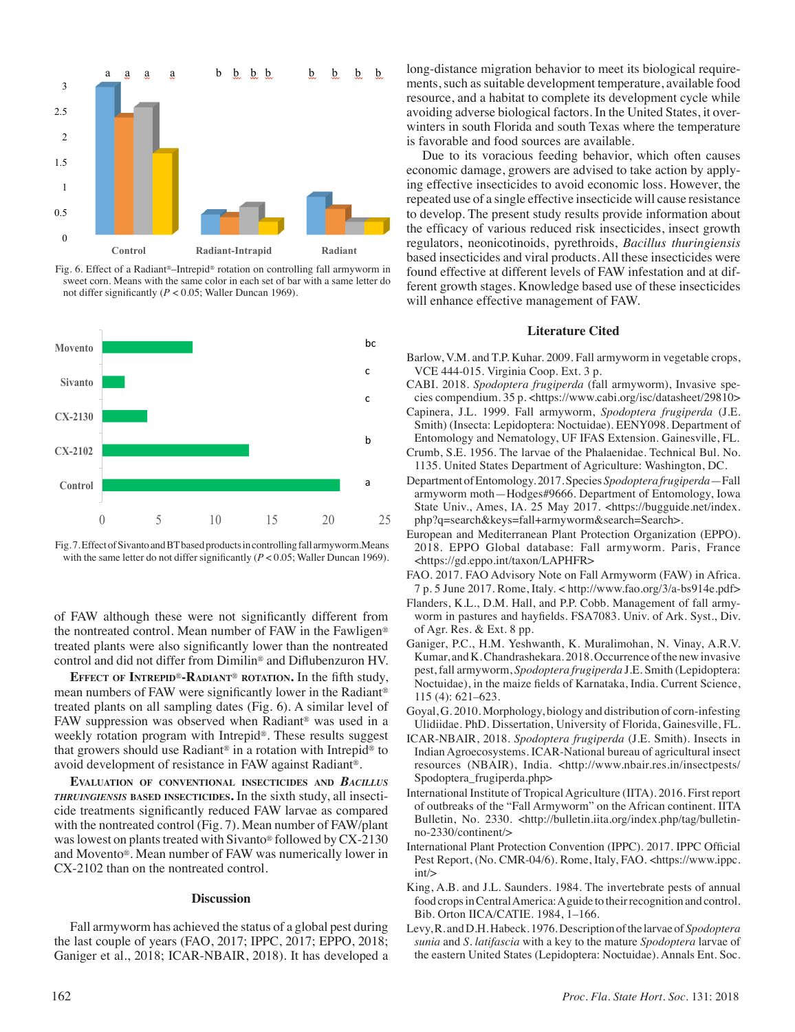Fig. 6. Effect of a Radiant®–Intrepid® rotation on controlling fall armyworm in sweet corn. Means with the same color in each set of bar with a same letter do not differ significantly ($P < 0.05$; Waller Duncan 1969).

Fig. 7. Effect of Sivanto and BT based products in controlling fall armyworm. Means with the same letter do not differ significantly ($P < 0.05$; Waller Duncan 1969).

of FAW although these were not significantly different from the nontreated control. Mean number of FAW in the Fawligen® treated plants were also significantly lower than the nontreated control and did not differ from Dimilin® and Diflubenzuron HV.

**Effect of Intrepid®-Radiant® rotation.** In the fifth study, mean numbers of FAW were significantly lower in the Radiant® treated plants on all sampling dates (Fig. 6). A similar level of FAW suppression was observed when Radiant® was used in a weekly rotation program with Intrepid®. These results suggest that growers should use Radiant® in a rotation with Intrepid® to avoid development of resistance in FAW against Radiant®.

**Evaluation of conventional insecticides and *Bacillus thruingiensis* based insecticides.** In the sixth study, all insecticide treatments significantly reduced FAW larvae as compared with the nontreated control (Fig. 7). Mean number of FAW/plant was lowest on plants treated with Sivanto® followed by CX-2130 and Movento®. Mean number of FAW was numerically lower in CX-2102 than on the nontreated control.

## Discussion

Fall armyworm has achieved the status of a global pest during the last couple of years (FAO, 2017; IPPC, 2017; EPPO, 2018; Ganiger et al., 2018; ICAR-NBAIR, 2018). It has developed a long-distance migration behavior to meet its biological requirements, such as suitable development temperature, available food resource, and a habitat to complete its development cycle while avoiding adverse biological factors. In the United States, it overwinters in south Florida and south Texas where the temperature is favorable and food sources are available.

Due to its voracious feeding behavior, which often causes economic damage, growers are advised to take action by applying effective insecticides to avoid economic loss. However, the repeated use of a single effective insecticide will cause resistance to develop. The present study results provide information about the efficacy of various reduced risk insecticides, insect growth regulators, neonicotinoids, pyrethroids, *Bacillus thuringiensis* based insecticides and viral products. All these insecticides were found effective at different levels of FAW infestation and at different growth stages. Knowledge based use of these insecticides will enhance effective management of FAW.

## Literature Cited

Barlow, V.M. and T.P. Kuhar. 2009. Fall armyworm in vegetable crops, VCE 444-015. Virginia Coop. Ext. 3 p.

CABI. 2018. *Spodoptera frugiperda* (fall armyworm), Invasive species compendium. 35 p. <https://www.cabi.org/isc/datasheet/29810>

Capinera, J.L. 1999. Fall armyworm, *Spodoptera frugiperda* (J.E. Smith) (Insecta: Lepidoptera: Noctuidae). EENY098. Department of Entomology and Nematology, UF IFAS Extension. Gainesville, FL.

Crumb, S.E. 1956. The larvae of the Phalaenidae. Technical Bul. No. 1135. United States Department of Agriculture: Washington, DC.

Department of Entomology. 2017. Species *Spodoptera frugiperda*—Fall armyworm moth—Hodges#9666. Department of Entomology, Iowa State Univ., Ames, IA. 25 May 2017. <https://bugguide.net/index.php?q=search&keys=fall+armyworm&search=Search>.

European and Mediterranean Plant Protection Organization (EPPO). 2018. EPPO Global database: Fall armyworm. Paris, France <https://gd.eppo.int/taxon/LAPHFR>

FAO. 2017. FAO Advisory Note on Fall Armyworm (FAW) in Africa. 7 p. 5 June 2017. Rome, Italy. < http://www.fao.org/3/a-bs914e.pdf>

Flanders, K.L., D.M. Hall, and P.P. Cobb. Management of fall armyworm in pastures and hayfields. FSA7083. Univ. of Ark. Syst., Div. of Agr. Res. & Ext. 8 pp.

Ganiger, P.C., H.M. Yeshwanth, K. Muralimohan, N. Vinay, A.R.V. Kumar, and K. Chandrashekara. 2018. Occurrence of the new invasive pest, fall armyworm, *Spodoptera frugiperda* J.E. Smith (Lepidoptera: Noctuidae), in the maize fields of Karnataka, India. Current Science, 115 (4): 621–623.

Goyal, G. 2010. Morphology, biology and distribution of corn-infesting Ulidiidae. PhD. Dissertation, University of Florida, Gainesville, FL.

ICAR-NBAIR, 2018. *Spodoptera frugiperda* (J.E. Smith). Insects in Indian Agroecosystems. ICAR-National bureau of agricultural insect resources (NBAIR), India. <http://www.nbair.res.in/insectpests/Spodoptera_frugiperda.php>

International Institute of Tropical Agriculture (IITA). 2016. First report of outbreaks of the "Fall Armyworm" on the African continent. IITA Bulletin, No. 2330. <http://bulletin.iita.org/index.php/tag/bulletin-no-2330/continent/>

International Plant Protection Convention (IPPC). 2017. IPPC Official Pest Report, (No. CMR-04/6). Rome, Italy, FAO. <https://www.ippc.int/>

King, A.B. and J.L. Saunders. 1984. The invertebrate pests of annual food crops in Central America: A guide to their recognition and control. Bib. Orton IICA/CATIE. 1984, 1–166.

Levy, R. and D.H. Habeck. 1976. Description of the larvae of *Spodoptera sunia* and *S. latifascia* with a key to the mature *Spodoptera* larvae of the eastern United States (Lepidoptera: Noctuidae). Annals Ent. Soc.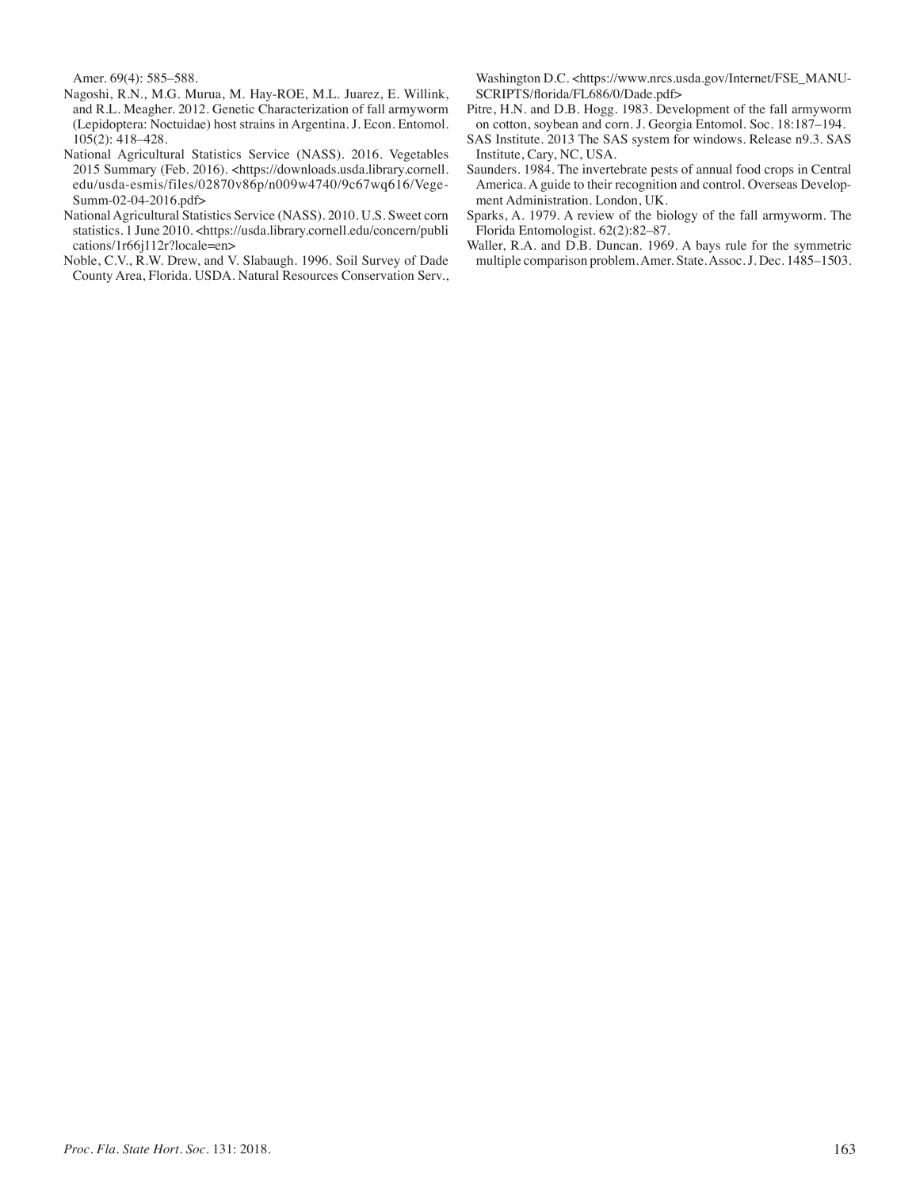Amer. 69(4): 585–588.

Nagoshi, R.N., M.G. Murua, M. Hay-ROE, M.L. Juarez, E. Willink, and R.L. Meagher. 2012. Genetic Characterization of fall armyworm (Lepidoptera: Noctuidae) host strains in Argentina. J. Econ. Entomol. 105(2): 418–428.

National Agricultural Statistics Service (NASS). 2016. Vegetables 2015 Summary (Feb. 2016). <https://downloads.usda.library.cornell.edu/usda-esmis/files/02870v86p/n009w4740/9c67wq616/Vege-Summ-02-04-2016.pdf>

National Agricultural Statistics Service (NASS). 2010. U.S. Sweet corn statistics. 1 June 2010. <https://usda.library.cornell.edu/concern/publications/1r66j112r?locale=en>

Noble, C.V., R.W. Drew, and V. Slabaugh. 1996. Soil Survey of Dade County Area, Florida. USDA. Natural Resources Conservation Serv., Washington D.C. <https://www.nrcs.usda.gov/Internet/FSE_MANUSCRIPTS/florida/FL686/0/Dade.pdf>

Pitre, H.N. and D.B. Hogg. 1983. Development of the fall armyworm on cotton, soybean and corn. J. Georgia Entomol. Soc. 18:187–194.

SAS Institute. 2013 The SAS system for windows. Release n9.3. SAS Institute, Cary, NC, USA.

Saunders. 1984. The invertebrate pests of annual food crops in Central America. A guide to their recognition and control. Overseas Development Administration. London, UK.

Sparks, A. 1979. A review of the biology of the fall armyworm. The Florida Entomologist. 62(2):82–87.

Waller, R.A. and D.B. Duncan. 1969. A bays rule for the symmetric multiple comparison problem. Amer. State. Assoc. J. Dec. 1485–1503.